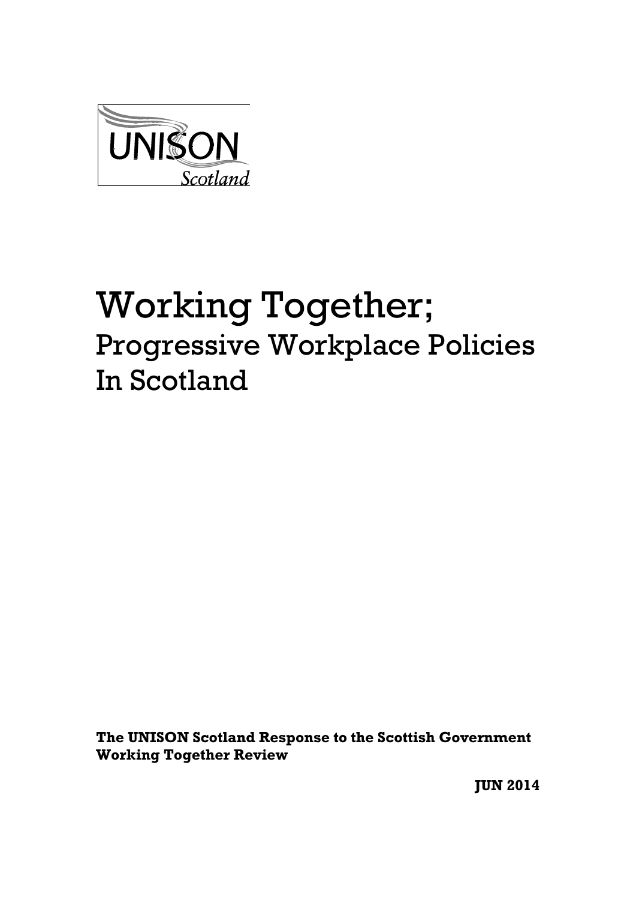UNISON

*Scotland*

# Working Together;

## Progressive Workplace Policies In Scotland

**The UNISON Scotland Response to the Scottish Government Working Together Review**

**JUN 2014**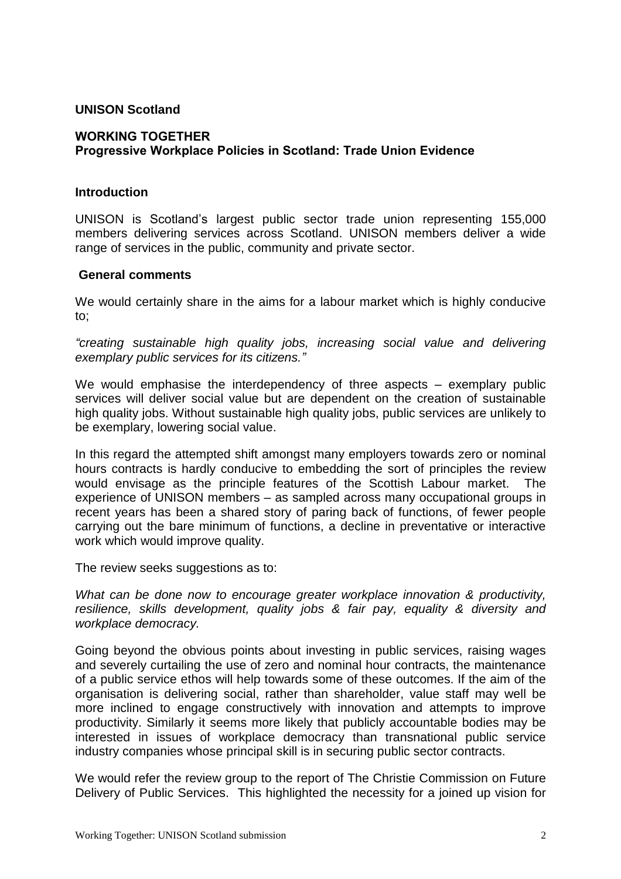**UNISON Scotland**

**WORKING TOGETHER**
**Progressive Workplace Policies in Scotland: Trade Union Evidence**

## Introduction

UNISON is Scotland's largest public sector trade union representing 155,000 members delivering services across Scotland. UNISON members deliver a wide range of services in the public, community and private sector.

## General comments

We would certainly share in the aims for a labour market which is highly conducive to;

*"creating sustainable high quality jobs, increasing social value and delivering exemplary public services for its citizens."*

We would emphasise the interdependency of three aspects – exemplary public services will deliver social value but are dependent on the creation of sustainable high quality jobs. Without sustainable high quality jobs, public services are unlikely to be exemplary, lowering social value.

In this regard the attempted shift amongst many employers towards zero or nominal hours contracts is hardly conducive to embedding the sort of principles the review would envisage as the principle features of the Scottish Labour market. The experience of UNISON members – as sampled across many occupational groups in recent years has been a shared story of paring back of functions, of fewer people carrying out the bare minimum of functions, a decline in preventative or interactive work which would improve quality.

The review seeks suggestions as to:

*What can be done now to encourage greater workplace innovation & productivity, resilience, skills development, quality jobs & fair pay, equality & diversity and workplace democracy.*

Going beyond the obvious points about investing in public services, raising wages and severely curtailing the use of zero and nominal hour contracts, the maintenance of a public service ethos will help towards some of these outcomes. If the aim of the organisation is delivering social, rather than shareholder, value staff may well be more inclined to engage constructively with innovation and attempts to improve productivity. Similarly it seems more likely that publicly accountable bodies may be interested in issues of workplace democracy than transnational public service industry companies whose principal skill is in securing public sector contracts.

We would refer the review group to the report of The Christie Commission on Future Delivery of Public Services. This highlighted the necessity for a joined up vision for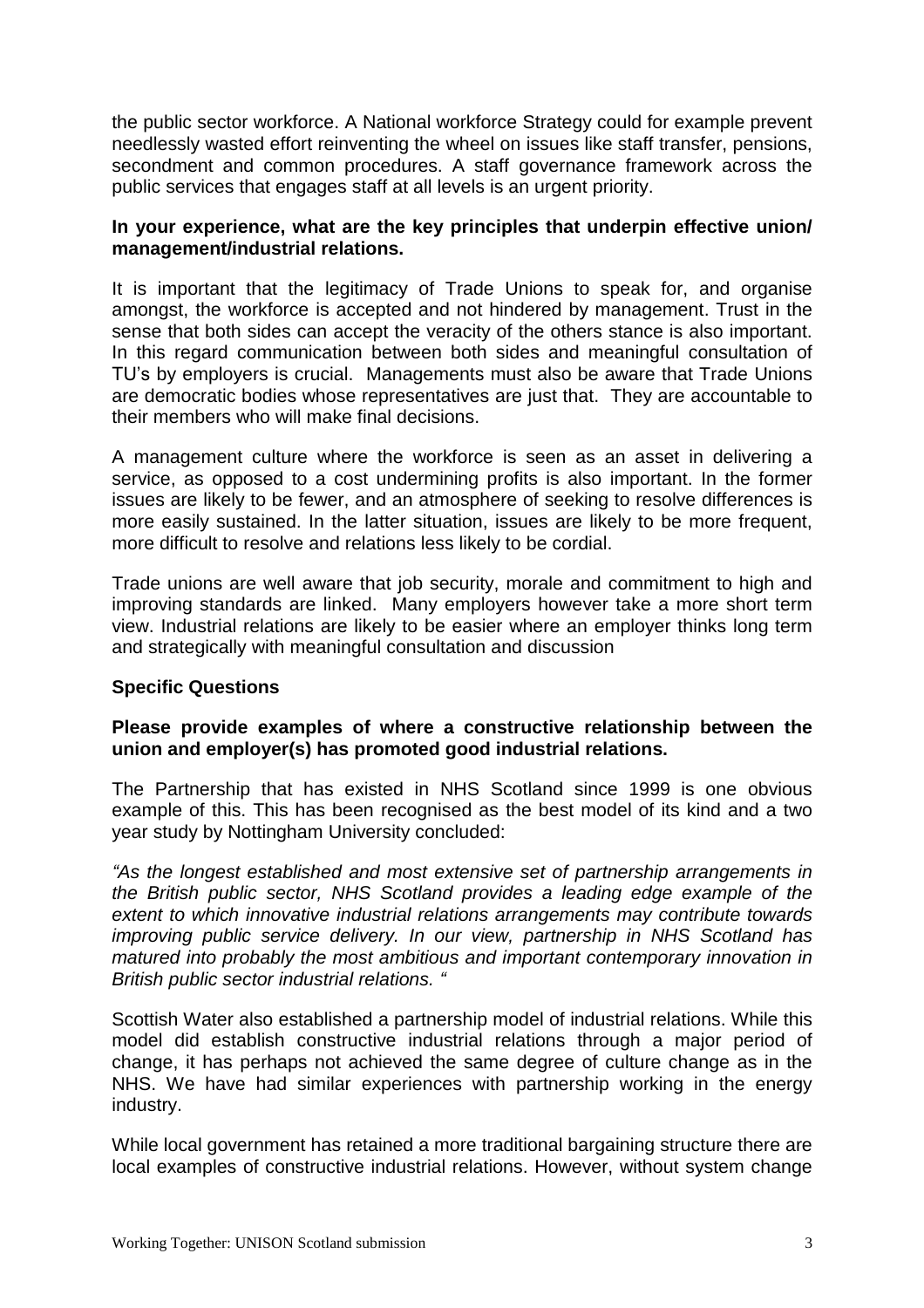the public sector workforce. A National workforce Strategy could for example prevent needlessly wasted effort reinventing the wheel on issues like staff transfer, pensions, secondment and common procedures. A staff governance framework across the public services that engages staff at all levels is an urgent priority.

**In your experience, what are the key principles that underpin effective union/ management/industrial relations.**

It is important that the legitimacy of Trade Unions to speak for, and organise amongst, the workforce is accepted and not hindered by management. Trust in the sense that both sides can accept the veracity of the others stance is also important. In this regard communication between both sides and meaningful consultation of TU's by employers is crucial. Managements must also be aware that Trade Unions are democratic bodies whose representatives are just that. They are accountable to their members who will make final decisions.

A management culture where the workforce is seen as an asset in delivering a service, as opposed to a cost undermining profits is also important. In the former issues are likely to be fewer, and an atmosphere of seeking to resolve differences is more easily sustained. In the latter situation, issues are likely to be more frequent, more difficult to resolve and relations less likely to be cordial.

Trade unions are well aware that job security, morale and commitment to high and improving standards are linked. Many employers however take a more short term view. Industrial relations are likely to be easier where an employer thinks long term and strategically with meaningful consultation and discussion

**Specific Questions**

**Please provide examples of where a constructive relationship between the union and employer(s) has promoted good industrial relations.**

The Partnership that has existed in NHS Scotland since 1999 is one obvious example of this. This has been recognised as the best model of its kind and a two year study by Nottingham University concluded:

*"As the longest established and most extensive set of partnership arrangements in the British public sector, NHS Scotland provides a leading edge example of the extent to which innovative industrial relations arrangements may contribute towards improving public service delivery. In our view, partnership in NHS Scotland has matured into probably the most ambitious and important contemporary innovation in British public sector industrial relations. "*

Scottish Water also established a partnership model of industrial relations. While this model did establish constructive industrial relations through a major period of change, it has perhaps not achieved the same degree of culture change as in the NHS. We have had similar experiences with partnership working in the energy industry.

While local government has retained a more traditional bargaining structure there are local examples of constructive industrial relations. However, without system change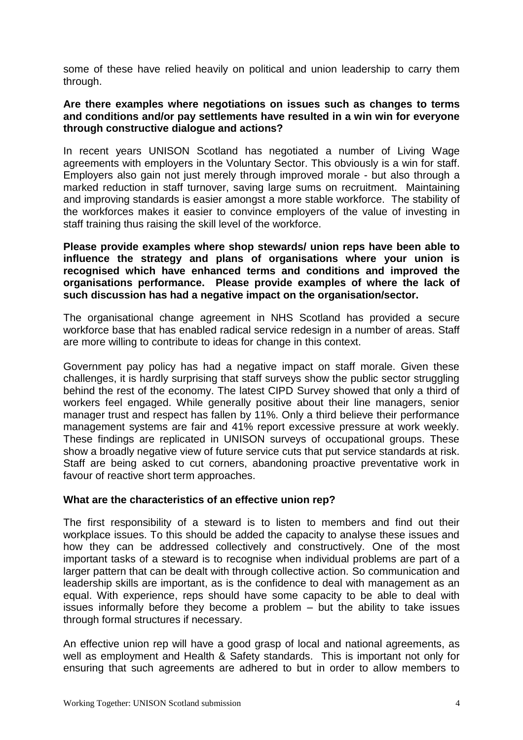some of these have relied heavily on political and union leadership to carry them through.

**Are there examples where negotiations on issues such as changes to terms and conditions and/or pay settlements have resulted in a win win for everyone through constructive dialogue and actions?**

In recent years UNISON Scotland has negotiated a number of Living Wage agreements with employers in the Voluntary Sector. This obviously is a win for staff. Employers also gain not just merely through improved morale - but also through a marked reduction in staff turnover, saving large sums on recruitment. Maintaining and improving standards is easier amongst a more stable workforce. The stability of the workforces makes it easier to convince employers of the value of investing in staff training thus raising the skill level of the workforce.

**Please provide examples where shop stewards/ union reps have been able to influence the strategy and plans of organisations where your union is recognised which have enhanced terms and conditions and improved the organisations performance. Please provide examples of where the lack of such discussion has had a negative impact on the organisation/sector.**

The organisational change agreement in NHS Scotland has provided a secure workforce base that has enabled radical service redesign in a number of areas. Staff are more willing to contribute to ideas for change in this context.

Government pay policy has had a negative impact on staff morale. Given these challenges, it is hardly surprising that staff surveys show the public sector struggling behind the rest of the economy. The latest CIPD Survey showed that only a third of workers feel engaged. While generally positive about their line managers, senior manager trust and respect has fallen by 11%. Only a third believe their performance management systems are fair and 41% report excessive pressure at work weekly. These findings are replicated in UNISON surveys of occupational groups. These show a broadly negative view of future service cuts that put service standards at risk. Staff are being asked to cut corners, abandoning proactive preventative work in favour of reactive short term approaches.

**What are the characteristics of an effective union rep?**

The first responsibility of a steward is to listen to members and find out their workplace issues. To this should be added the capacity to analyse these issues and how they can be addressed collectively and constructively. One of the most important tasks of a steward is to recognise when individual problems are part of a larger pattern that can be dealt with through collective action. So communication and leadership skills are important, as is the confidence to deal with management as an equal. With experience, reps should have some capacity to be able to deal with issues informally before they become a problem – but the ability to take issues through formal structures if necessary.

An effective union rep will have a good grasp of local and national agreements, as well as employment and Health & Safety standards. This is important not only for ensuring that such agreements are adhered to but in order to allow members to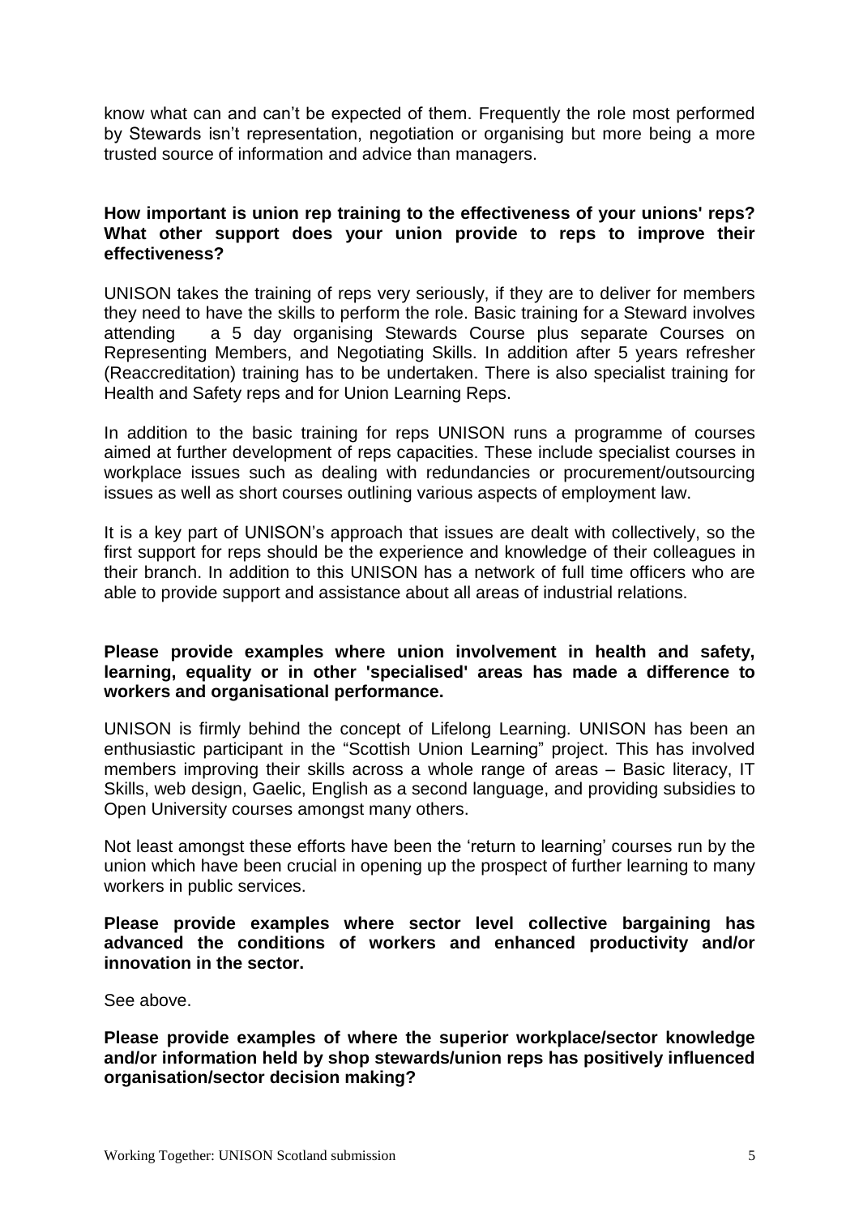know what can and can't be expected of them. Frequently the role most performed by Stewards isn't representation, negotiation or organising but more being a more trusted source of information and advice than managers.

**How important is union rep training to the effectiveness of your unions' reps? What other support does your union provide to reps to improve their effectiveness?**

UNISON takes the training of reps very seriously, if they are to deliver for members they need to have the skills to perform the role. Basic training for a Steward involves attending a 5 day organising Stewards Course plus separate Courses on Representing Members, and Negotiating Skills. In addition after 5 years refresher (Reaccreditation) training has to be undertaken. There is also specialist training for Health and Safety reps and for Union Learning Reps.

In addition to the basic training for reps UNISON runs a programme of courses aimed at further development of reps capacities. These include specialist courses in workplace issues such as dealing with redundancies or procurement/outsourcing issues as well as short courses outlining various aspects of employment law.

It is a key part of UNISON's approach that issues are dealt with collectively, so the first support for reps should be the experience and knowledge of their colleagues in their branch. In addition to this UNISON has a network of full time officers who are able to provide support and assistance about all areas of industrial relations.

**Please provide examples where union involvement in health and safety, learning, equality or in other 'specialised' areas has made a difference to workers and organisational performance.**

UNISON is firmly behind the concept of Lifelong Learning. UNISON has been an enthusiastic participant in the "Scottish Union Learning" project. This has involved members improving their skills across a whole range of areas – Basic literacy, IT Skills, web design, Gaelic, English as a second language, and providing subsidies to Open University courses amongst many others.

Not least amongst these efforts have been the 'return to learning' courses run by the union which have been crucial in opening up the prospect of further learning to many workers in public services.

**Please provide examples where sector level collective bargaining has advanced the conditions of workers and enhanced productivity and/or innovation in the sector.**

See above.

**Please provide examples of where the superior workplace/sector knowledge and/or information held by shop stewards/union reps has positively influenced organisation/sector decision making?**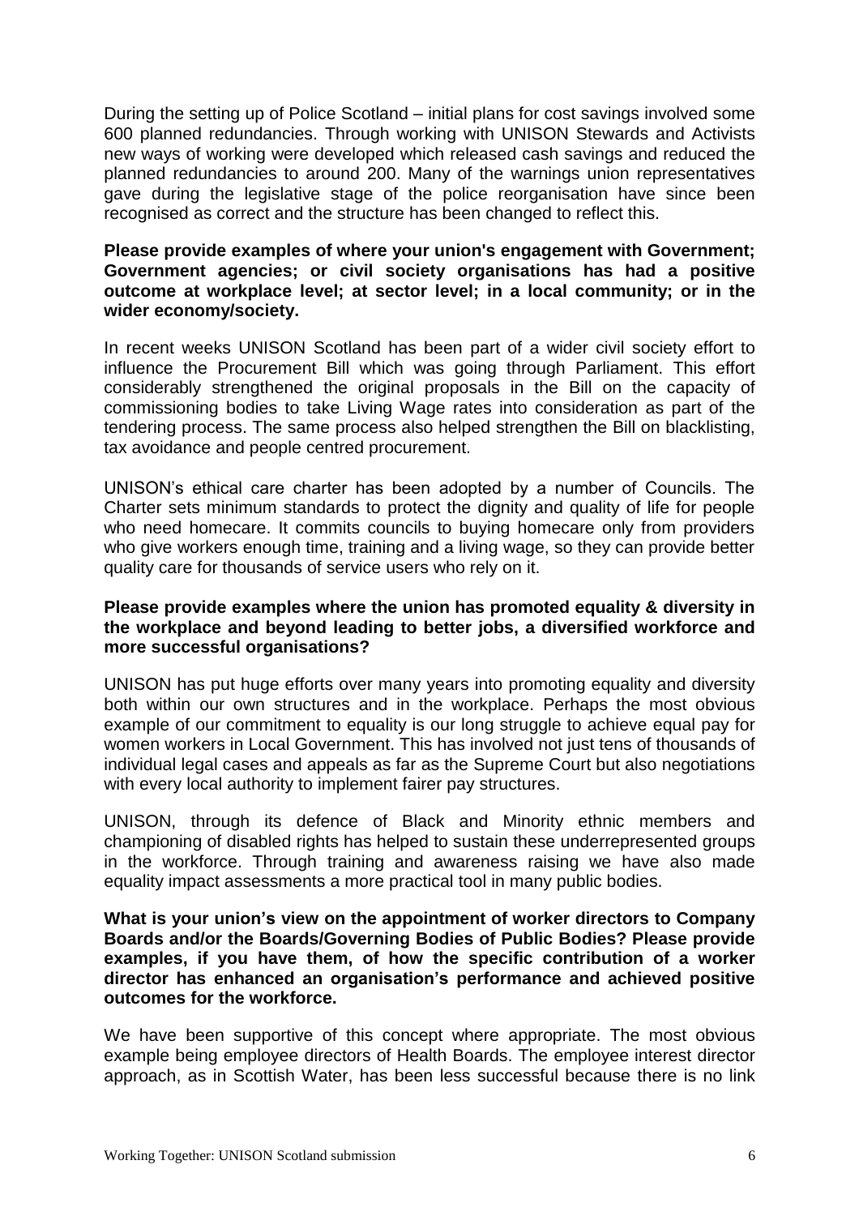During the setting up of Police Scotland – initial plans for cost savings involved some 600 planned redundancies. Through working with UNISON Stewards and Activists new ways of working were developed which released cash savings and reduced the planned redundancies to around 200. Many of the warnings union representatives gave during the legislative stage of the police reorganisation have since been recognised as correct and the structure has been changed to reflect this.

**Please provide examples of where your union's engagement with Government; Government agencies; or civil society organisations has had a positive outcome at workplace level; at sector level; in a local community; or in the wider economy/society.**

In recent weeks UNISON Scotland has been part of a wider civil society effort to influence the Procurement Bill which was going through Parliament. This effort considerably strengthened the original proposals in the Bill on the capacity of commissioning bodies to take Living Wage rates into consideration as part of the tendering process. The same process also helped strengthen the Bill on blacklisting, tax avoidance and people centred procurement.

UNISON's ethical care charter has been adopted by a number of Councils. The Charter sets minimum standards to protect the dignity and quality of life for people who need homecare. It commits councils to buying homecare only from providers who give workers enough time, training and a living wage, so they can provide better quality care for thousands of service users who rely on it.

**Please provide examples where the union has promoted equality & diversity in the workplace and beyond leading to better jobs, a diversified workforce and more successful organisations?**

UNISON has put huge efforts over many years into promoting equality and diversity both within our own structures and in the workplace. Perhaps the most obvious example of our commitment to equality is our long struggle to achieve equal pay for women workers in Local Government. This has involved not just tens of thousands of individual legal cases and appeals as far as the Supreme Court but also negotiations with every local authority to implement fairer pay structures.

UNISON, through its defence of Black and Minority ethnic members and championing of disabled rights has helped to sustain these underrepresented groups in the workforce. Through training and awareness raising we have also made equality impact assessments a more practical tool in many public bodies.

**What is your union's view on the appointment of worker directors to Company Boards and/or the Boards/Governing Bodies of Public Bodies? Please provide examples, if you have them, of how the specific contribution of a worker director has enhanced an organisation's performance and achieved positive outcomes for the workforce.**

We have been supportive of this concept where appropriate. The most obvious example being employee directors of Health Boards. The employee interest director approach, as in Scottish Water, has been less successful because there is no link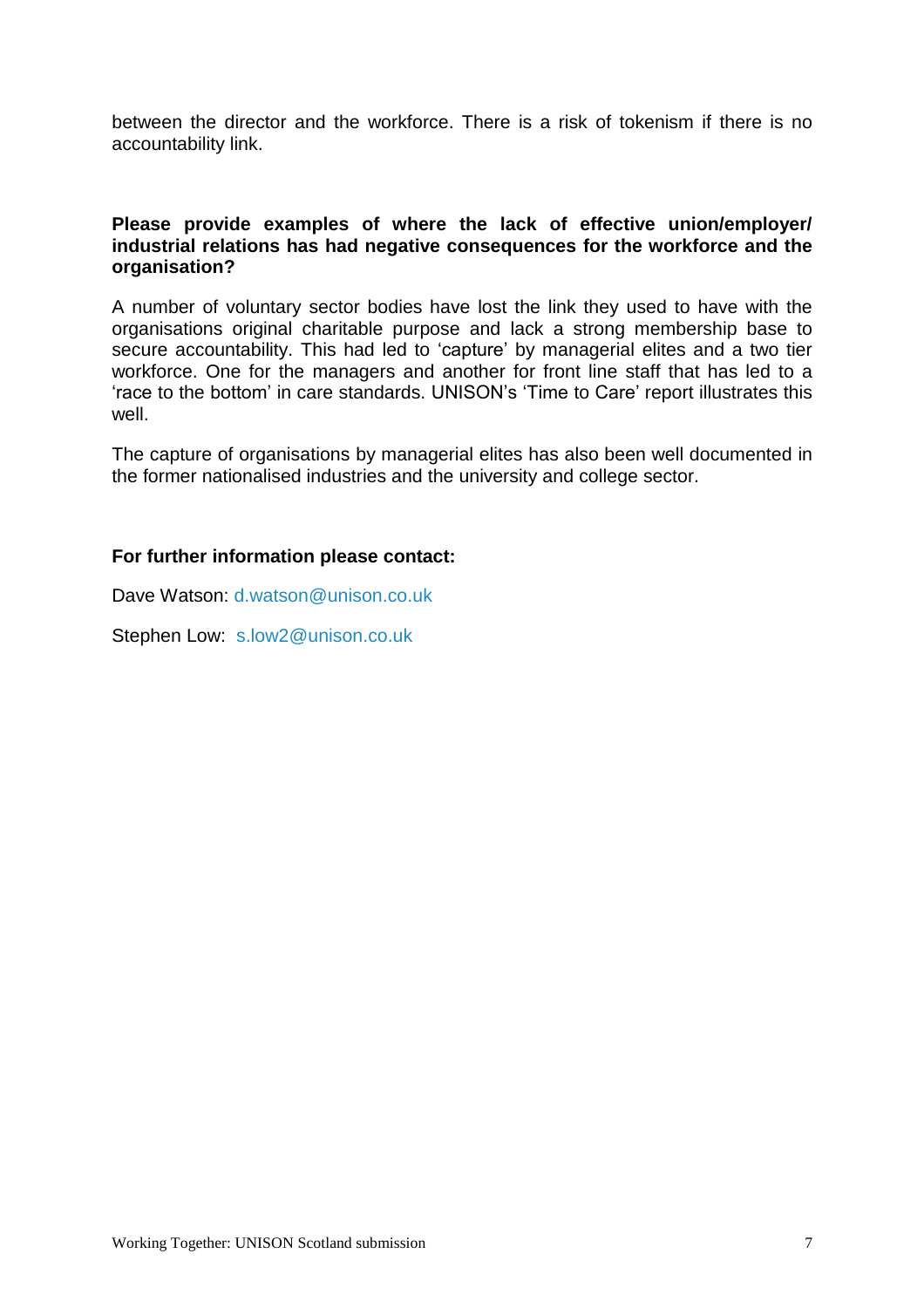between the director and the workforce. There is a risk of tokenism if there is no accountability link.

**Please provide examples of where the lack of effective union/employer/ industrial relations has had negative consequences for the workforce and the organisation?**

A number of voluntary sector bodies have lost the link they used to have with the organisations original charitable purpose and lack a strong membership base to secure accountability. This had led to 'capture' by managerial elites and a two tier workforce. One for the managers and another for front line staff that has led to a 'race to the bottom' in care standards. UNISON's 'Time to Care' report illustrates this well.

The capture of organisations by managerial elites has also been well documented in the former nationalised industries and the university and college sector.

**For further information please contact:**

Dave Watson: d.watson@unison.co.uk

Stephen Low: s.low2@unison.co.uk